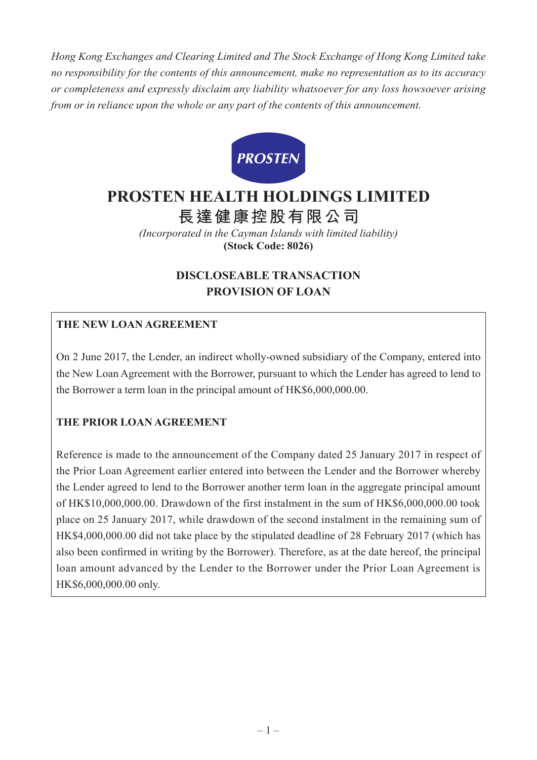*Hong Kong Exchanges and Clearing Limited and The Stock Exchange of Hong Kong Limited take no responsibility for the contents of this announcement, make no representation as to its accuracy or completeness and expressly disclaim any liability whatsoever for any loss howsoever arising from or in reliance upon the whole or any part of the contents of this announcement.*

PROSTEN

# PROSTEN HEALTH HOLDINGS LIMITED
# 長達健康控股有限公司

*(Incorporated in the Cayman Islands with limited liability)*
**(Stock Code: 8026)**

## DISCLOSEABLE TRANSACTION
## PROVISION OF LOAN

**THE NEW LOAN AGREEMENT**

On 2 June 2017, the Lender, an indirect wholly-owned subsidiary of the Company, entered into the New Loan Agreement with the Borrower, pursuant to which the Lender has agreed to lend to the Borrower a term loan in the principal amount of HK$6,000,000.00.

**THE PRIOR LOAN AGREEMENT**

Reference is made to the announcement of the Company dated 25 January 2017 in respect of the Prior Loan Agreement earlier entered into between the Lender and the Borrower whereby the Lender agreed to lend to the Borrower another term loan in the aggregate principal amount of HK$10,000,000.00. Drawdown of the first instalment in the sum of HK$6,000,000.00 took place on 25 January 2017, while drawdown of the second instalment in the remaining sum of HK$4,000,000.00 did not take place by the stipulated deadline of 28 February 2017 (which has also been confirmed in writing by the Borrower). Therefore, as at the date hereof, the principal loan amount advanced by the Lender to the Borrower under the Prior Loan Agreement is HK$6,000,000.00 only.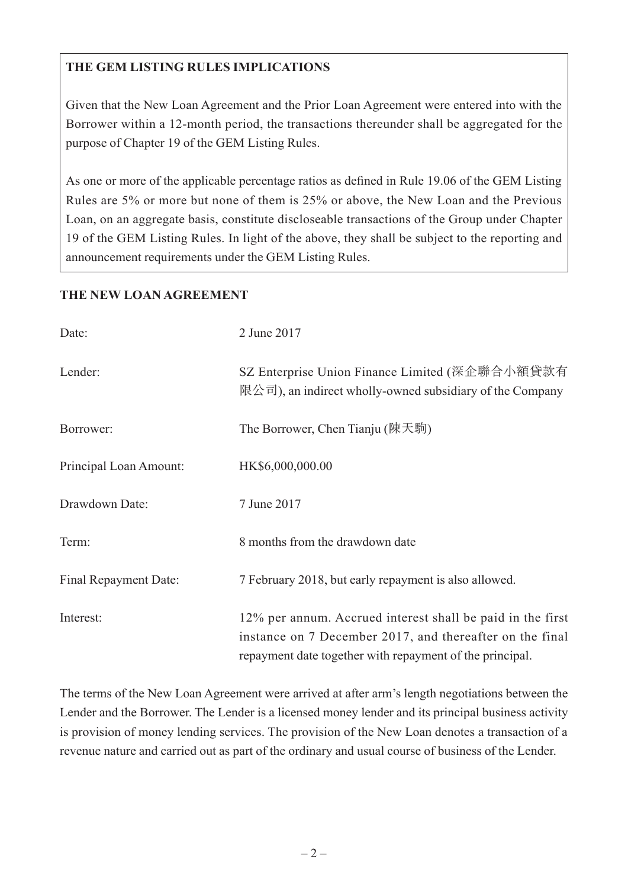## THE GEM LISTING RULES IMPLICATIONS

Given that the New Loan Agreement and the Prior Loan Agreement were entered into with the Borrower within a 12-month period, the transactions thereunder shall be aggregated for the purpose of Chapter 19 of the GEM Listing Rules.

As one or more of the applicable percentage ratios as defined in Rule 19.06 of the GEM Listing Rules are 5% or more but none of them is 25% or above, the New Loan and the Previous Loan, on an aggregate basis, constitute discloseable transactions of the Group under Chapter 19 of the GEM Listing Rules. In light of the above, they shall be subject to the reporting and announcement requirements under the GEM Listing Rules.

## THE NEW LOAN AGREEMENT

| | |
|---|---|
| Date: | 2 June 2017 |
| Lender: | SZ Enterprise Union Finance Limited (深企聯合小額貸款有限公司), an indirect wholly-owned subsidiary of the Company |
| Borrower: | The Borrower, Chen Tianju (陳天駒) |
| Principal Loan Amount: | HK$6,000,000.00 |
| Drawdown Date: | 7 June 2017 |
| Term: | 8 months from the drawdown date |
| Final Repayment Date: | 7 February 2018, but early repayment is also allowed. |
| Interest: | 12% per annum. Accrued interest shall be paid in the first instance on 7 December 2017, and thereafter on the final repayment date together with repayment of the principal. |

The terms of the New Loan Agreement were arrived at after arm's length negotiations between the Lender and the Borrower. The Lender is a licensed money lender and its principal business activity is provision of money lending services. The provision of the New Loan denotes a transaction of a revenue nature and carried out as part of the ordinary and usual course of business of the Lender.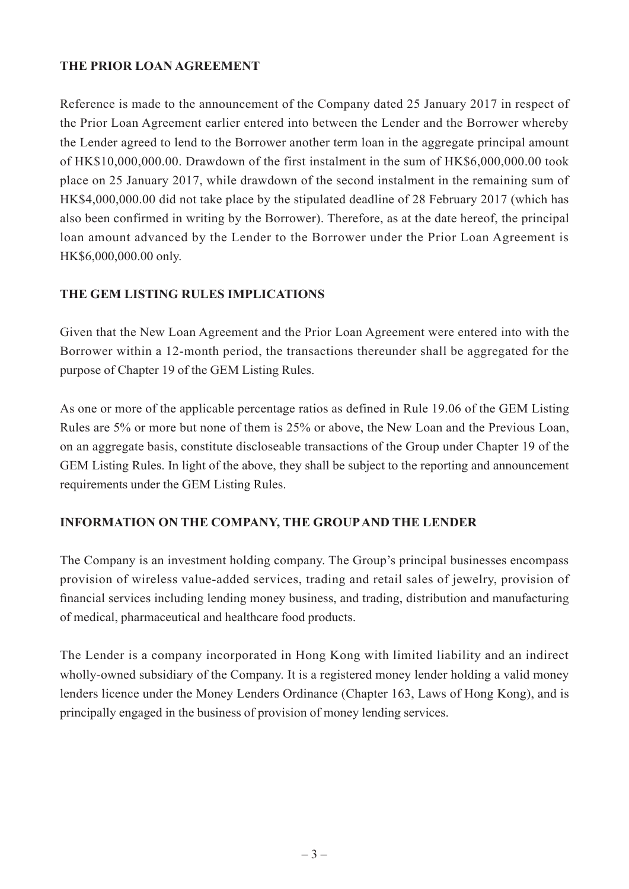## THE PRIOR LOAN AGREEMENT

Reference is made to the announcement of the Company dated 25 January 2017 in respect of the Prior Loan Agreement earlier entered into between the Lender and the Borrower whereby the Lender agreed to lend to the Borrower another term loan in the aggregate principal amount of HK$10,000,000.00. Drawdown of the first instalment in the sum of HK$6,000,000.00 took place on 25 January 2017, while drawdown of the second instalment in the remaining sum of HK$4,000,000.00 did not take place by the stipulated deadline of 28 February 2017 (which has also been confirmed in writing by the Borrower). Therefore, as at the date hereof, the principal loan amount advanced by the Lender to the Borrower under the Prior Loan Agreement is HK$6,000,000.00 only.

## THE GEM LISTING RULES IMPLICATIONS

Given that the New Loan Agreement and the Prior Loan Agreement were entered into with the Borrower within a 12-month period, the transactions thereunder shall be aggregated for the purpose of Chapter 19 of the GEM Listing Rules.

As one or more of the applicable percentage ratios as defined in Rule 19.06 of the GEM Listing Rules are 5% or more but none of them is 25% or above, the New Loan and the Previous Loan, on an aggregate basis, constitute discloseable transactions of the Group under Chapter 19 of the GEM Listing Rules. In light of the above, they shall be subject to the reporting and announcement requirements under the GEM Listing Rules.

## INFORMATION ON THE COMPANY, THE GROUP AND THE LENDER

The Company is an investment holding company. The Group's principal businesses encompass provision of wireless value-added services, trading and retail sales of jewelry, provision of financial services including lending money business, and trading, distribution and manufacturing of medical, pharmaceutical and healthcare food products.

The Lender is a company incorporated in Hong Kong with limited liability and an indirect wholly-owned subsidiary of the Company. It is a registered money lender holding a valid money lenders licence under the Money Lenders Ordinance (Chapter 163, Laws of Hong Kong), and is principally engaged in the business of provision of money lending services.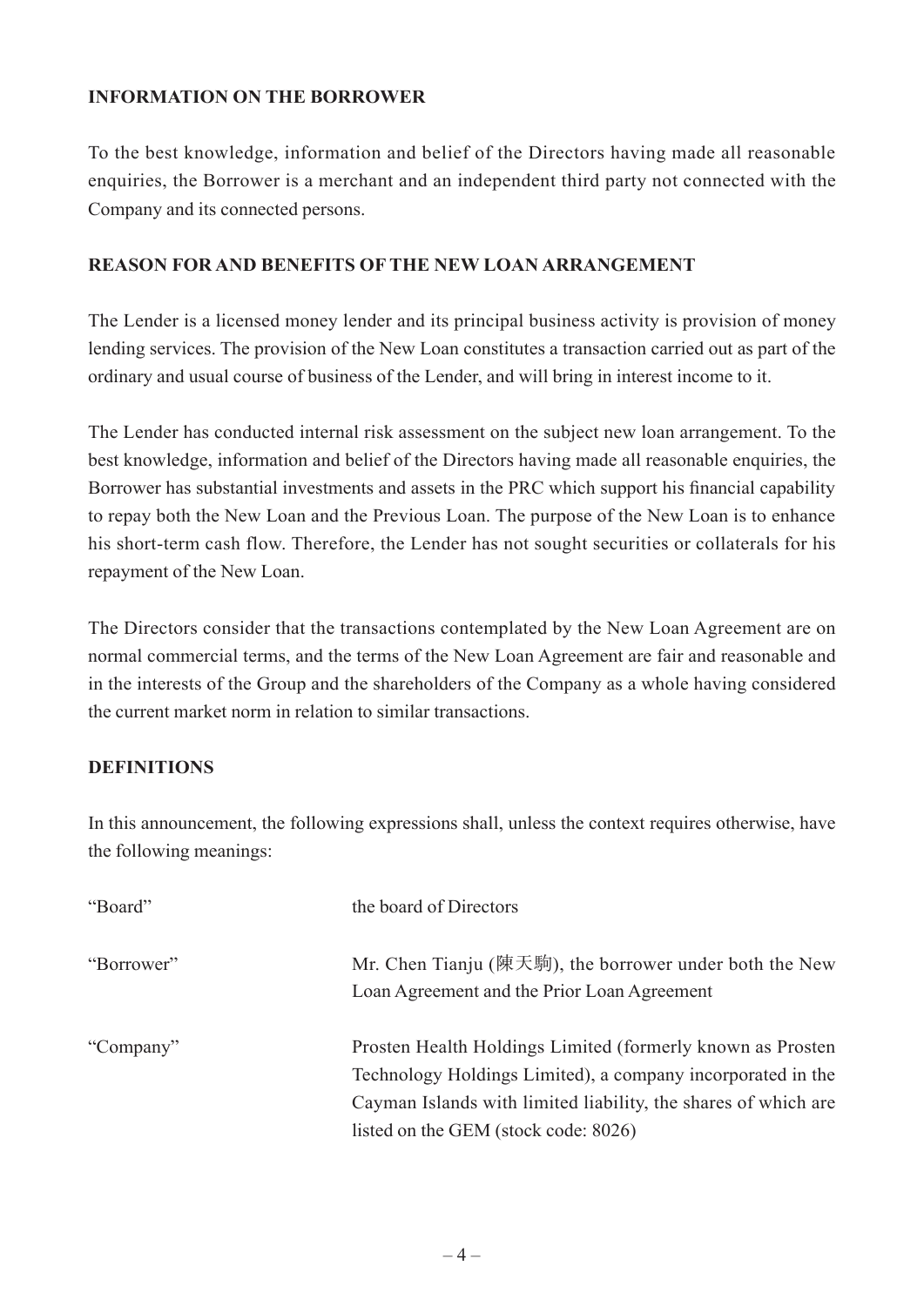## INFORMATION ON THE BORROWER

To the best knowledge, information and belief of the Directors having made all reasonable enquiries, the Borrower is a merchant and an independent third party not connected with the Company and its connected persons.

## REASON FOR AND BENEFITS OF THE NEW LOAN ARRANGEMENT

The Lender is a licensed money lender and its principal business activity is provision of money lending services. The provision of the New Loan constitutes a transaction carried out as part of the ordinary and usual course of business of the Lender, and will bring in interest income to it.

The Lender has conducted internal risk assessment on the subject new loan arrangement. To the best knowledge, information and belief of the Directors having made all reasonable enquiries, the Borrower has substantial investments and assets in the PRC which support his financial capability to repay both the New Loan and the Previous Loan. The purpose of the New Loan is to enhance his short-term cash flow. Therefore, the Lender has not sought securities or collaterals for his repayment of the New Loan.

The Directors consider that the transactions contemplated by the New Loan Agreement are on normal commercial terms, and the terms of the New Loan Agreement are fair and reasonable and in the interests of the Group and the shareholders of the Company as a whole having considered the current market norm in relation to similar transactions.

## DEFINITIONS

In this announcement, the following expressions shall, unless the context requires otherwise, have the following meanings:

| | |
|---|---|
| "Board" | the board of Directors |
| "Borrower" | Mr. Chen Tianju (陳天駒), the borrower under both the New Loan Agreement and the Prior Loan Agreement |
| "Company" | Prosten Health Holdings Limited (formerly known as Prosten Technology Holdings Limited), a company incorporated in the Cayman Islands with limited liability, the shares of which are listed on the GEM (stock code: 8026) |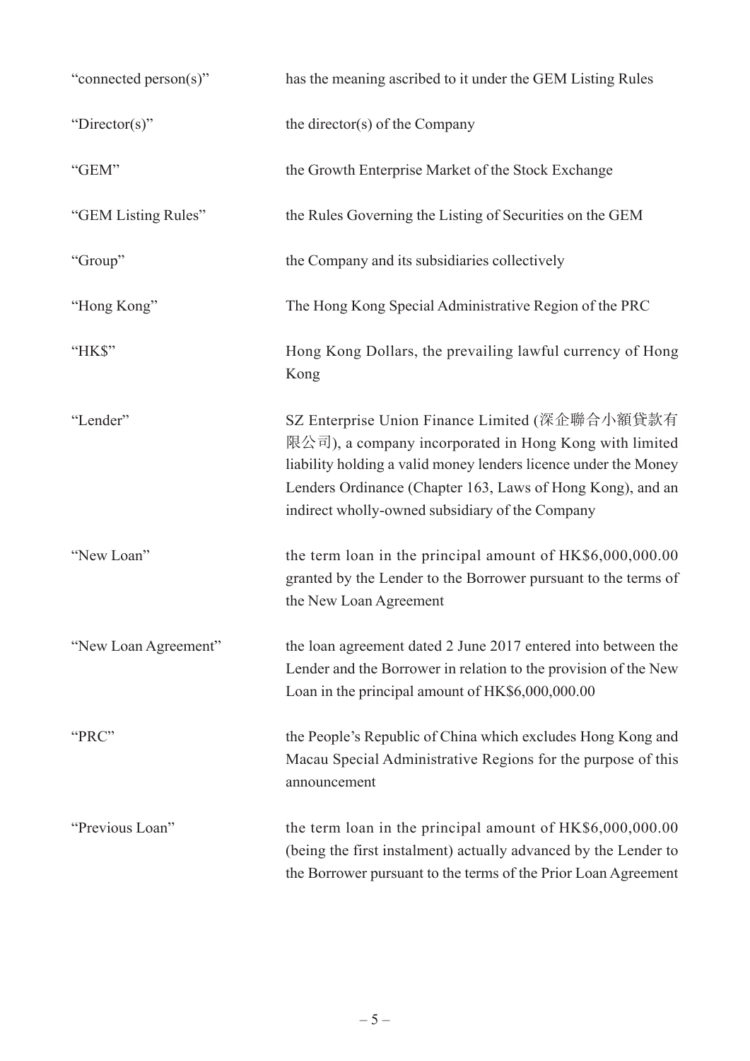| | |
|---|---|
| "connected person(s)" | has the meaning ascribed to it under the GEM Listing Rules |
| "Director(s)" | the director(s) of the Company |
| "GEM" | the Growth Enterprise Market of the Stock Exchange |
| "GEM Listing Rules" | the Rules Governing the Listing of Securities on the GEM |
| "Group" | the Company and its subsidiaries collectively |
| "Hong Kong" | The Hong Kong Special Administrative Region of the PRC |
| "HK$" | Hong Kong Dollars, the prevailing lawful currency of Hong Kong |
| "Lender" | SZ Enterprise Union Finance Limited (深企聯合小額貸款有限公司), a company incorporated in Hong Kong with limited liability holding a valid money lenders licence under the Money Lenders Ordinance (Chapter 163, Laws of Hong Kong), and an indirect wholly-owned subsidiary of the Company |
| "New Loan" | the term loan in the principal amount of HK$6,000,000.00 granted by the Lender to the Borrower pursuant to the terms of the New Loan Agreement |
| "New Loan Agreement" | the loan agreement dated 2 June 2017 entered into between the Lender and the Borrower in relation to the provision of the New Loan in the principal amount of HK$6,000,000.00 |
| "PRC" | the People's Republic of China which excludes Hong Kong and Macau Special Administrative Regions for the purpose of this announcement |
| "Previous Loan" | the term loan in the principal amount of HK$6,000,000.00 (being the first instalment) actually advanced by the Lender to the Borrower pursuant to the terms of the Prior Loan Agreement |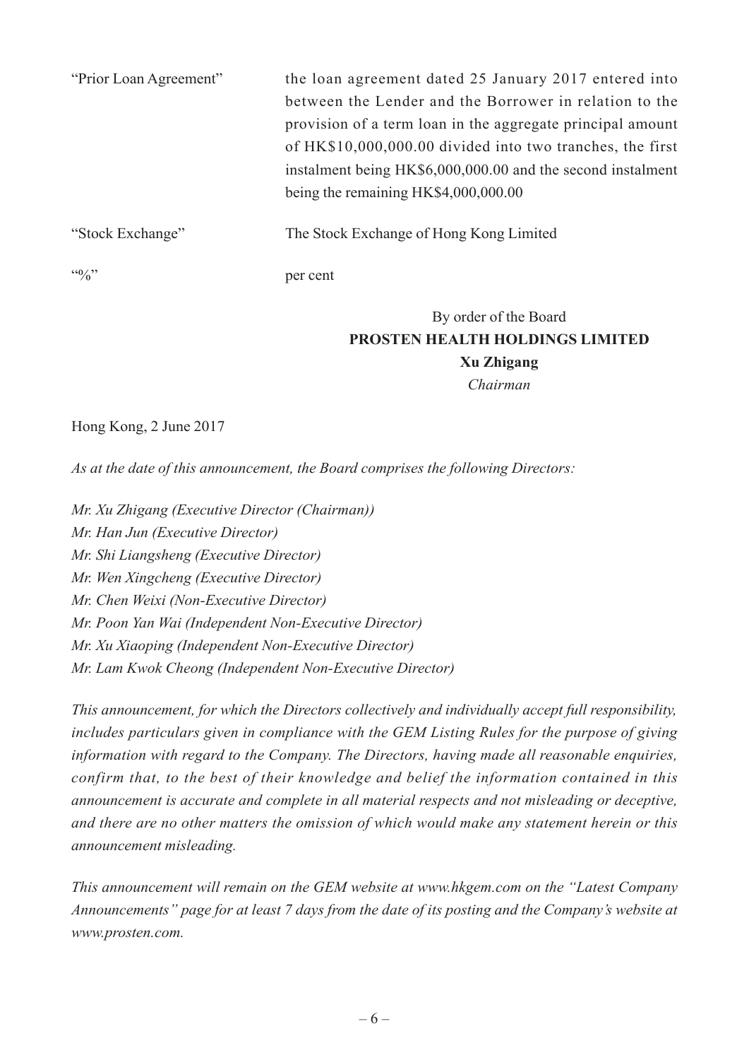| | |
|---|---|
| "Prior Loan Agreement" | the loan agreement dated 25 January 2017 entered into between the Lender and the Borrower in relation to the provision of a term loan in the aggregate principal amount of HK$10,000,000.00 divided into two tranches, the first instalment being HK$6,000,000.00 and the second instalment being the remaining HK$4,000,000.00 |
| "Stock Exchange" | The Stock Exchange of Hong Kong Limited |
| "%" | per cent |

By order of the Board
**PROSTEN HEALTH HOLDINGS LIMITED**
**Xu Zhigang**
*Chairman*

Hong Kong, 2 June 2017

*As at the date of this announcement, the Board comprises the following Directors:*

*Mr. Xu Zhigang (Executive Director (Chairman))*
*Mr. Han Jun (Executive Director)*
*Mr. Shi Liangsheng (Executive Director)*
*Mr. Wen Xingcheng (Executive Director)*
*Mr. Chen Weixi (Non-Executive Director)*
*Mr. Poon Yan Wai (Independent Non-Executive Director)*
*Mr. Xu Xiaoping (Independent Non-Executive Director)*
*Mr. Lam Kwok Cheong (Independent Non-Executive Director)*

*This announcement, for which the Directors collectively and individually accept full responsibility, includes particulars given in compliance with the GEM Listing Rules for the purpose of giving information with regard to the Company. The Directors, having made all reasonable enquiries, confirm that, to the best of their knowledge and belief the information contained in this announcement is accurate and complete in all material respects and not misleading or deceptive, and there are no other matters the omission of which would make any statement herein or this announcement misleading.*

*This announcement will remain on the GEM website at www.hkgem.com on the "Latest Company Announcements" page for at least 7 days from the date of its posting and the Company's website at www.prosten.com.*